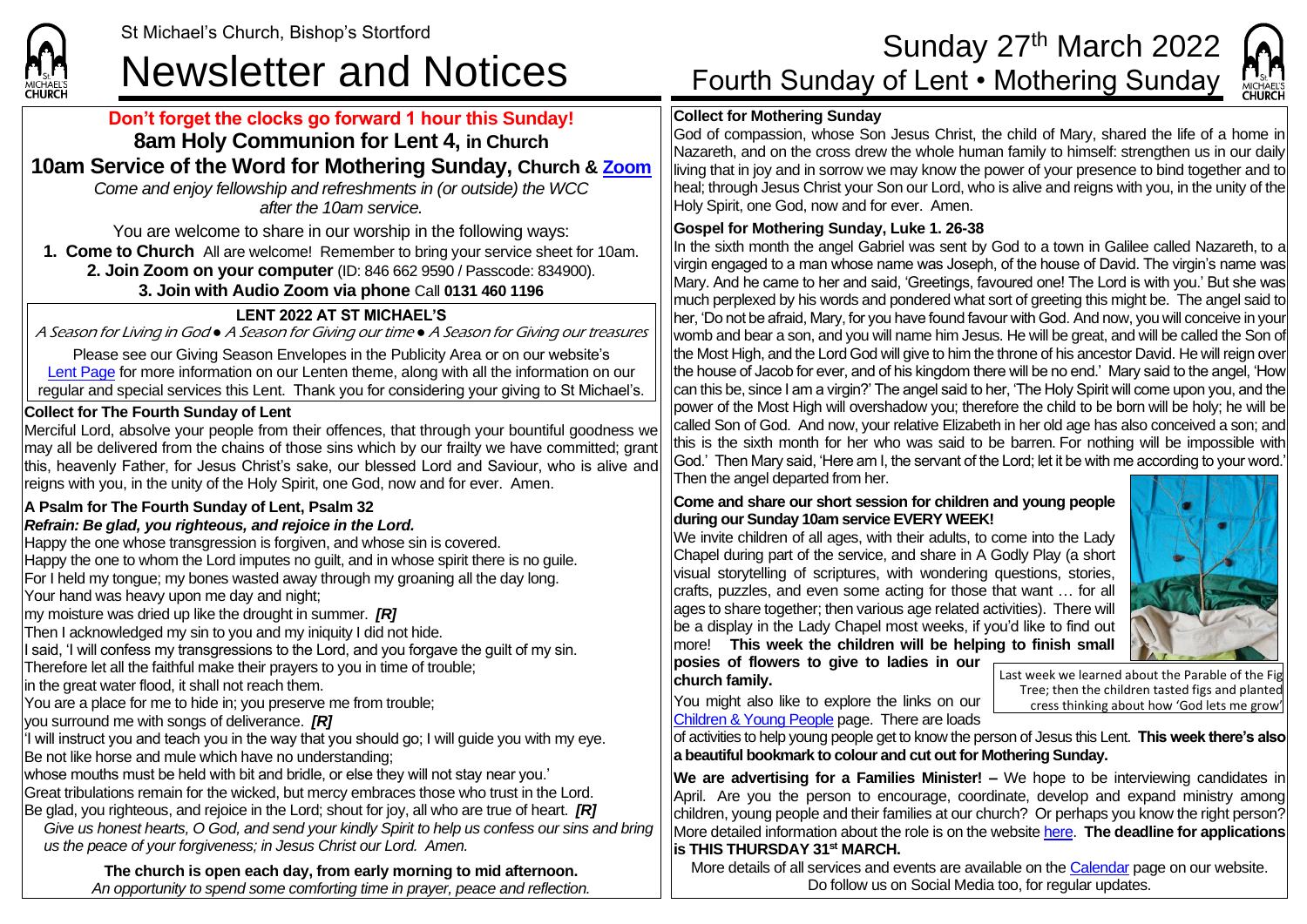St Michael's Church, Bishop's Stortford

# Newsletter and Notices

# Sunday 27th March 2022
## Fourth Sunday of Lent • Mothering Sunday

**Don't forget the clocks go forward 1 hour this Sunday!**

**8am Holy Communion for Lent 4, in Church**

**10am Service of the Word for Mothering Sunday, Church & Zoom**

*Come and enjoy fellowship and refreshments in (or outside) the WCC after the 10am service.*

You are welcome to share in our worship in the following ways:

1. **Come to Church** All are welcome! Remember to bring your service sheet for 10am.
2. **Join Zoom on your computer** (ID: 846 662 9590 / Passcode: 834900).
3. **Join with Audio Zoom via phone** Call **0131 460 1196**

### LENT 2022 AT ST MICHAEL'S

*A Season for Living in God ● A Season for Giving our time ● A Season for Giving our treasures*

Please see our Giving Season Envelopes in the Publicity Area or on our website's Lent Page for more information on our Lenten theme, along with all the information on our regular and special services this Lent. Thank you for considering your giving to St Michael's.

### Collect for The Fourth Sunday of Lent

Merciful Lord, absolve your people from their offences, that through your bountiful goodness we may all be delivered from the chains of those sins which by our frailty we have committed; grant this, heavenly Father, for Jesus Christ's sake, our blessed Lord and Saviour, who is alive and reigns with you, in the unity of the Holy Spirit, one God, now and for ever. Amen.

### A Psalm for The Fourth Sunday of Lent, Psalm 32

***Refrain: Be glad, you righteous, and rejoice in the Lord.***

Happy the one whose transgression is forgiven, and whose sin is covered.
Happy the one to whom the Lord imputes no guilt, and in whose spirit there is no guile.
For I held my tongue; my bones wasted away through my groaning all the day long.
Your hand was heavy upon me day and night;
my moisture was dried up like the drought in summer. ***[R]***
Then I acknowledged my sin to you and my iniquity I did not hide.
I said, 'I will confess my transgressions to the Lord, and you forgave the guilt of my sin.
Therefore let all the faithful make their prayers to you in time of trouble;
in the great water flood, it shall not reach them.
You are a place for me to hide in; you preserve me from trouble;
you surround me with songs of deliverance. ***[R]***
'I will instruct you and teach you in the way that you should go; I will guide you with my eye.
Be not like horse and mule which have no understanding;
whose mouths must be held with bit and bridle, or else they will not stay near you.'
Great tribulations remain for the wicked, but mercy embraces those who trust in the Lord.
Be glad, you righteous, and rejoice in the Lord; shout for joy, all who are true of heart. ***[R]***
*Give us honest hearts, O God, and send your kindly Spirit to help us confess our sins and bring us the peace of your forgiveness; in Jesus Christ our Lord. Amen.*

**The church is open each day, from early morning to mid afternoon.**
*An opportunity to spend some comforting time in prayer, peace and reflection.*

### Collect for Mothering Sunday

God of compassion, whose Son Jesus Christ, the child of Mary, shared the life of a home in Nazareth, and on the cross drew the whole human family to himself: strengthen us in our daily living that in joy and in sorrow we may know the power of your presence to bind together and to heal; through Jesus Christ your Son our Lord, who is alive and reigns with you, in the unity of the Holy Spirit, one God, now and for ever. Amen.

### Gospel for Mothering Sunday, Luke 1. 26-38

In the sixth month the angel Gabriel was sent by God to a town in Galilee called Nazareth, to a virgin engaged to a man whose name was Joseph, of the house of David. The virgin's name was Mary. And he came to her and said, 'Greetings, favoured one! The Lord is with you.' But she was much perplexed by his words and pondered what sort of greeting this might be. The angel said to her, 'Do not be afraid, Mary, for you have found favour with God. And now, you will conceive in your womb and bear a son, and you will name him Jesus. He will be great, and will be called the Son of the Most High, and the Lord God will give to him the throne of his ancestor David. He will reign over the house of Jacob for ever, and of his kingdom there will be no end.' Mary said to the angel, 'How can this be, since I am a virgin?' The angel said to her, 'The Holy Spirit will come upon you, and the power of the Most High will overshadow you; therefore the child to be born will be holy; he will be called Son of God. And now, your relative Elizabeth in her old age has also conceived a son; and this is the sixth month for her who was said to be barren. For nothing will be impossible with God.' Then Mary said, 'Here am I, the servant of the Lord; let it be with me according to your word.' Then the angel departed from her.

### Come and share our short session for children and young people during our Sunday 10am service EVERY WEEK!

We invite children of all ages, with their adults, to come into the Lady Chapel during part of the service, and share in A Godly Play (a short visual storytelling of scriptures, with wondering questions, stories, crafts, puzzles, and even some acting for those that want … for all ages to share together; then various age related activities). There will be a display in the Lady Chapel most weeks, if you'd like to find out more! **This week the children will be helping to finish small posies of flowers to give to ladies in our church family.**

Last week we learned about the Parable of the Fig Tree; then the children tasted figs and planted cress thinking about how 'God lets me grow'

You might also like to explore the links on our Children & Young People page. There are loads of activities to help young people get to know the person of Jesus this Lent. **This week there's also a beautiful bookmark to colour and cut out for Mothering Sunday.**

**We are advertising for a Families Minister! –** We hope to be interviewing candidates in April. Are you the person to encourage, coordinate, develop and expand ministry among children, young people and their families at our church? Or perhaps you know the right person? More detailed information about the role is on the website here. **The deadline for applications is THIS THURSDAY 31st MARCH.**

More details of all services and events are available on the Calendar page on our website. Do follow us on Social Media too, for regular updates.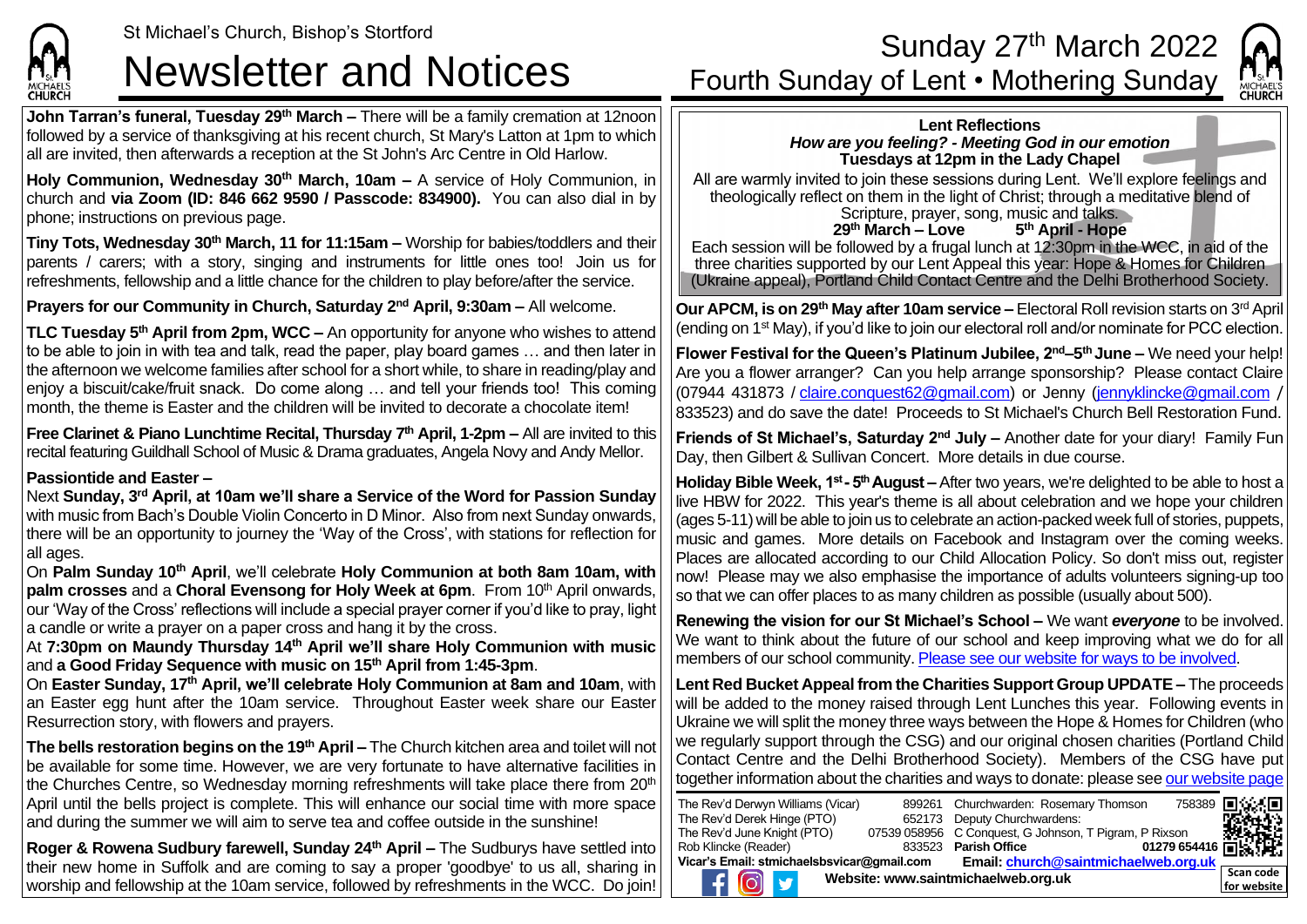St Michael's Church, Bishop's Stortford

# Newsletter and Notices

# Sunday 27th March 2022

## Fourth Sunday of Lent • Mothering Sunday

**John Tarran's funeral, Tuesday 29th March –** There will be a family cremation at 12noon followed by a service of thanksgiving at his recent church, St Mary's Latton at 1pm to which all are invited, then afterwards a reception at the St John's Arc Centre in Old Harlow.

**Holy Communion, Wednesday 30th March, 10am –** A service of Holy Communion, in church and **via Zoom (ID: 846 662 9590 / Passcode: 834900).** You can also dial in by phone; instructions on previous page.

**Tiny Tots, Wednesday 30th March, 11 for 11:15am –** Worship for babies/toddlers and their parents / carers; with a story, singing and instruments for little ones too! Join us for refreshments, fellowship and a little chance for the children to play before/after the service.

**Prayers for our Community in Church, Saturday 2nd April, 9:30am –** All welcome.

**TLC Tuesday 5th April from 2pm, WCC –** An opportunity for anyone who wishes to attend to be able to join in with tea and talk, read the paper, play board games … and then later in the afternoon we welcome families after school for a short while, to share in reading/play and enjoy a biscuit/cake/fruit snack. Do come along … and tell your friends too! This coming month, the theme is Easter and the children will be invited to decorate a chocolate item!

**Free Clarinet & Piano Lunchtime Recital, Thursday 7th April, 1-2pm –** All are invited to this recital featuring Guildhall School of Music & Drama graduates, Angela Novy and Andy Mellor.

**Passiontide and Easter –**
Next **Sunday, 3rd April, at 10am we'll share a Service of the Word for Passion Sunday** with music from Bach's Double Violin Concerto in D Minor. Also from next Sunday onwards, there will be an opportunity to journey the 'Way of the Cross', with stations for reflection for all ages.
On **Palm Sunday 10th April**, we'll celebrate **Holy Communion at both 8am 10am, with palm crosses** and a **Choral Evensong for Holy Week at 6pm**. From 10th April onwards, our 'Way of the Cross' reflections will include a special prayer corner if you'd like to pray, light a candle or write a prayer on a paper cross and hang it by the cross.
At **7:30pm on Maundy Thursday 14th April we'll share Holy Communion with music** and **a Good Friday Sequence with music on 15th April from 1:45-3pm**.
On **Easter Sunday, 17th April, we'll celebrate Holy Communion at 8am and 10am**, with an Easter egg hunt after the 10am service. Throughout Easter week share our Easter Resurrection story, with flowers and prayers.

**The bells restoration begins on the 19th April –** The Church kitchen area and toilet will not be available for some time. However, we are very fortunate to have alternative facilities in the Churches Centre, so Wednesday morning refreshments will take place there from 20th April until the bells project is complete. This will enhance our social time with more space and during the summer we will aim to serve tea and coffee outside in the sunshine!

**Roger & Rowena Sudbury farewell, Sunday 24th April –** The Sudburys have settled into their new home in Suffolk and are coming to say a proper 'goodbye' to us all, sharing in worship and fellowship at the 10am service, followed by refreshments in the WCC. Do join!

**Lent Reflections**
***How are you feeling? - Meeting God in our emotion***
**Tuesdays at 12pm in the Lady Chapel**
All are warmly invited to join these sessions during Lent. We'll explore feelings and theologically reflect on them in the light of Christ; through a meditative blend of Scripture, prayer, song, music and talks.
**29th March – Love 5th April - Hope**
Each session will be followed by a frugal lunch at 12:30pm in the WCC, in aid of the three charities supported by our Lent Appeal this year: Hope & Homes for Children (Ukraine appeal), Portland Child Contact Centre and the Delhi Brotherhood Society.

**Our APCM, is on 29th May after 10am service –** Electoral Roll revision starts on 3rd April (ending on 1st May), if you'd like to join our electoral roll and/or nominate for PCC election.

**Flower Festival for the Queen's Platinum Jubilee, 2nd–5th June –** We need your help! Are you a flower arranger? Can you help arrange sponsorship? Please contact Claire (07944 431873 / claire.conquest62@gmail.com) or Jenny (jennyklincke@gmail.com / 833523) and do save the date! Proceeds to St Michael's Church Bell Restoration Fund.

**Friends of St Michael's, Saturday 2nd July –** Another date for your diary! Family Fun Day, then Gilbert & Sullivan Concert. More details in due course.

**Holiday Bible Week, 1st - 5th August –** After two years, we're delighted to be able to host a live HBW for 2022. This year's theme is all about celebration and we hope your children (ages 5-11) will be able to join us to celebrate an action-packed week full of stories, puppets, music and games. More details on Facebook and Instagram over the coming weeks. Places are allocated according to our Child Allocation Policy. So don't miss out, register now! Please may we also emphasise the importance of adults volunteers signing-up too so that we can offer places to as many children as possible (usually about 500).

**Renewing the vision for our St Michael's School –** We want ***everyone*** to be involved. We want to think about the future of our school and keep improving what we do for all members of our school community. Please see our website for ways to be involved.

**Lent Red Bucket Appeal from the Charities Support Group UPDATE –** The proceeds will be added to the money raised through Lent Lunches this year. Following events in Ukraine we will split the money three ways between the Hope & Homes for Children (who we regularly support through the CSG) and our original chosen charities (Portland Child Contact Centre and the Delhi Brotherhood Society). Members of the CSG have put together information about the charities and ways to donate: please see our website page

| | | | |
|---|---|---|---|
| The Rev'd Derwyn Williams (Vicar) | 899261 | Churchwarden: Rosemary Thomson | 758389 |
| The Rev'd Derek Hinge (PTO) | 652173 | Deputy Churchwardens: | |
| The Rev'd June Knight (PTO) | 07539 058956 | C Conquest, G Johnson, T Pigram, P Rixson | |
| Rob Klincke (Reader) | 833523 | **Parish Office** | **01279 654416** |

**Vicar's Email: stmichaelsbsvicar@gmail.com** **Email: church@saintmichaelweb.org.uk**

**Website: www.saintmichaelweb.org.uk**

Scan code for website